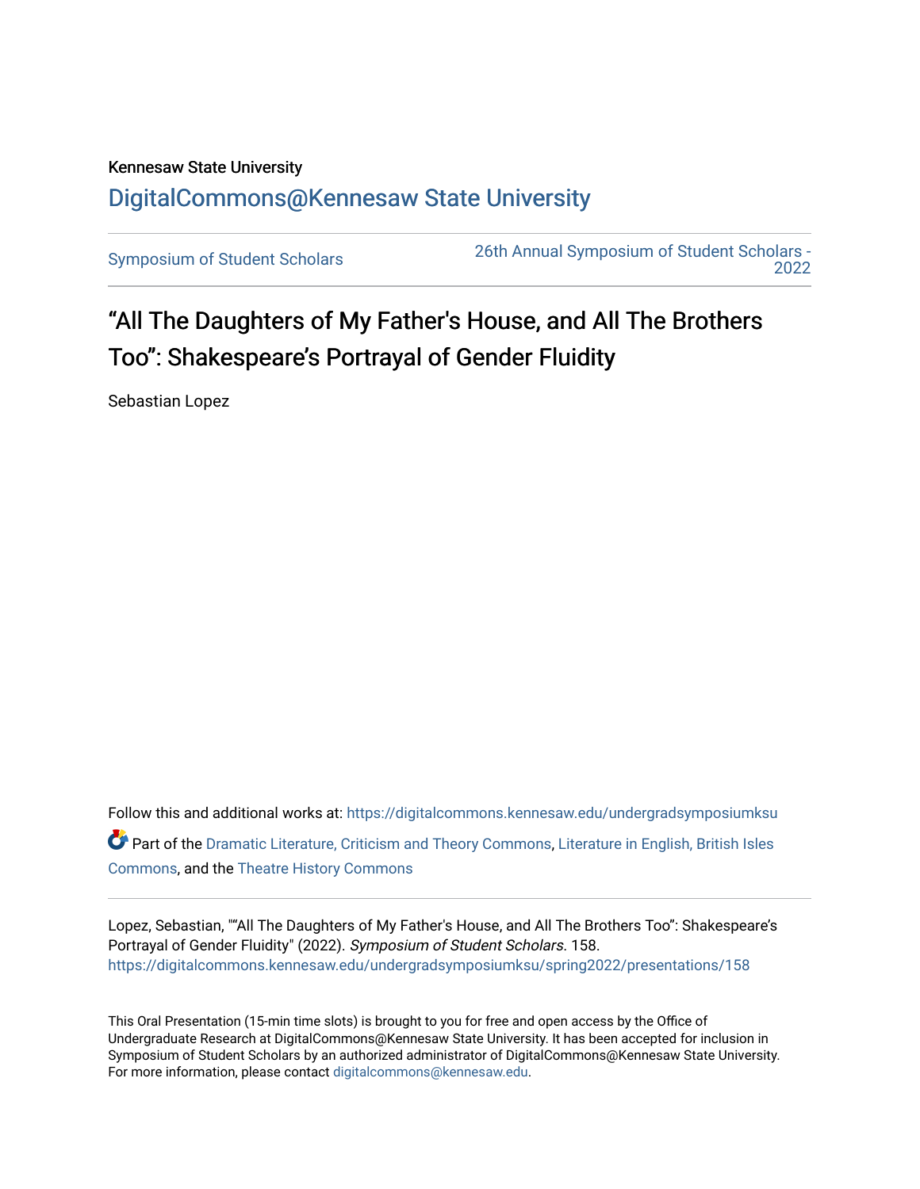Kennesaw State University

[DigitalCommons@Kennesaw State University](https://digitalcommons.kennesaw.edu/)

Symposium of Student Scholars | 26th Annual Symposium of Student Scholars - 2022

# “All The Daughters of My Father's House, and All The Brothers Too”: Shakespeare’s Portrayal of Gender Fluidity

Sebastian Lopez

Follow this and additional works at: https://digitalcommons.kennesaw.edu/undergradsymposiumksu

Part of the Dramatic Literature, Criticism and Theory Commons, Literature in English, British Isles Commons, and the Theatre History Commons

Lopez, Sebastian, "“All The Daughters of My Father's House, and All The Brothers Too”: Shakespeare’s Portrayal of Gender Fluidity" (2022). *Symposium of Student Scholars*. 158.
https://digitalcommons.kennesaw.edu/undergradsymposiumksu/spring2022/presentations/158

This Oral Presentation (15-min time slots) is brought to you for free and open access by the Office of Undergraduate Research at DigitalCommons@Kennesaw State University. It has been accepted for inclusion in Symposium of Student Scholars by an authorized administrator of DigitalCommons@Kennesaw State University. For more information, please contact digitalcommons@kennesaw.edu.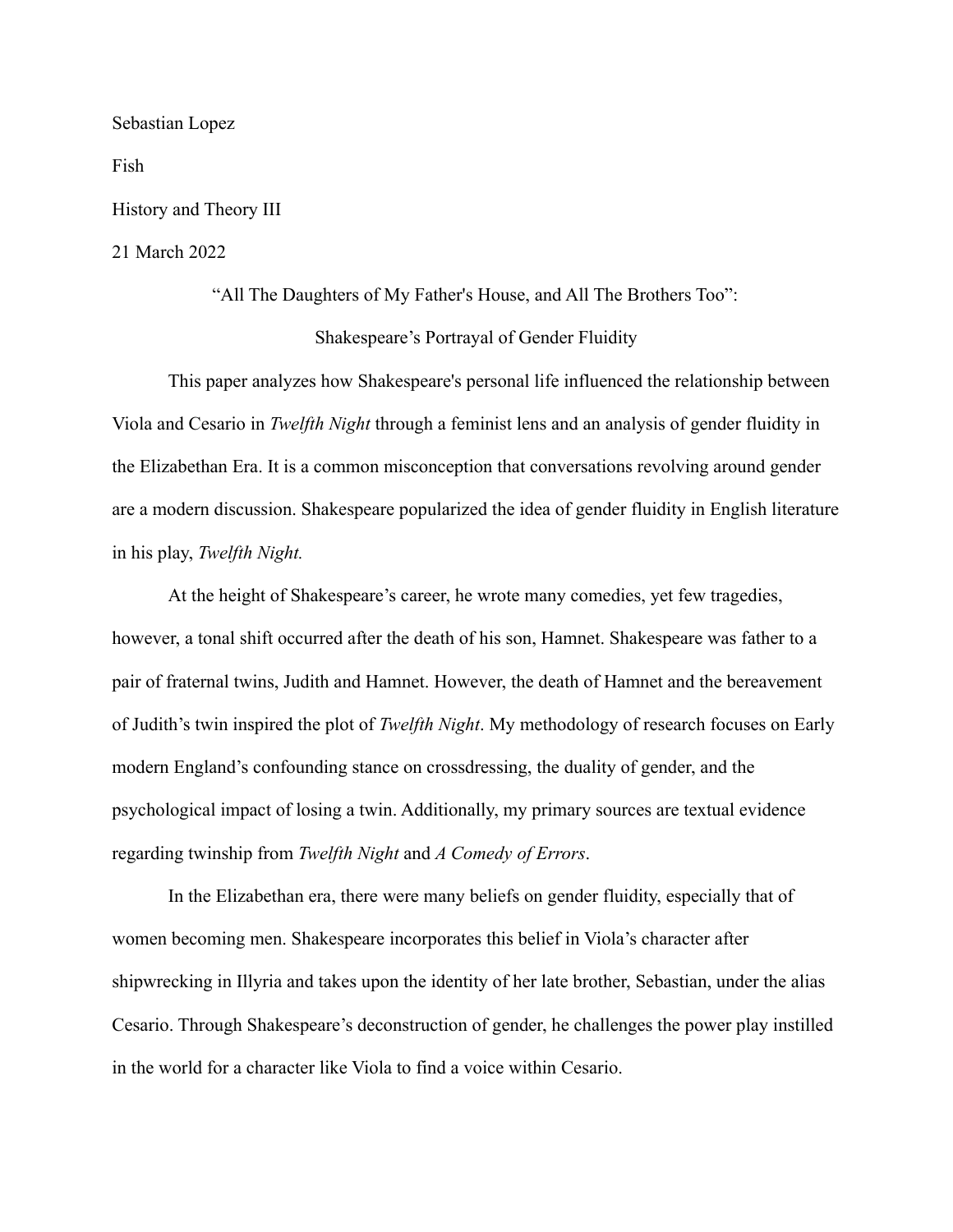Sebastian Lopez

Fish

History and Theory III

21 March 2022

“All The Daughters of My Father's House, and All The Brothers Too”:

Shakespeare’s Portrayal of Gender Fluidity

This paper analyzes how Shakespeare's personal life influenced the relationship between Viola and Cesario in *Twelfth Night* through a feminist lens and an analysis of gender fluidity in the Elizabethan Era. It is a common misconception that conversations revolving around gender are a modern discussion. Shakespeare popularized the idea of gender fluidity in English literature in his play, *Twelfth Night.*

At the height of Shakespeare’s career, he wrote many comedies, yet few tragedies, however, a tonal shift occurred after the death of his son, Hamnet. Shakespeare was father to a pair of fraternal twins, Judith and Hamnet. However, the death of Hamnet and the bereavement of Judith’s twin inspired the plot of *Twelfth Night*. My methodology of research focuses on Early modern England’s confounding stance on crossdressing, the duality of gender, and the psychological impact of losing a twin. Additionally, my primary sources are textual evidence regarding twinship from *Twelfth Night* and *A Comedy of Errors*.

In the Elizabethan era, there were many beliefs on gender fluidity, especially that of women becoming men. Shakespeare incorporates this belief in Viola’s character after shipwrecking in Illyria and takes upon the identity of her late brother, Sebastian, under the alias Cesario. Through Shakespeare’s deconstruction of gender, he challenges the power play instilled in the world for a character like Viola to find a voice within Cesario.